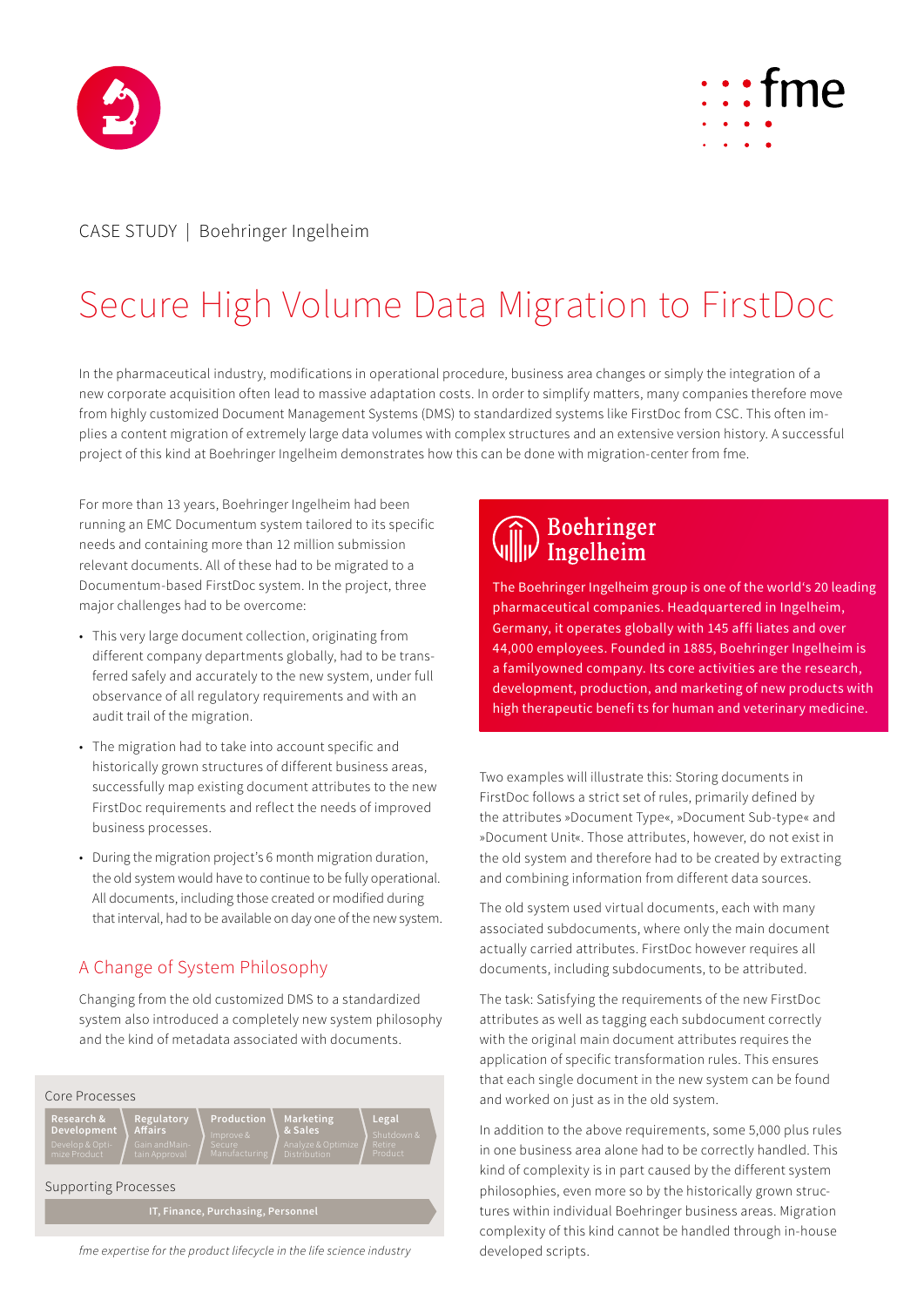CASE STUDY | Boehringer Ingelheim

# Secure High Volume Data Migration to FirstDoc

In the pharmaceutical industry, modifications in operational procedure, business area changes or simply the integration of a new corporate acquisition often lead to massive adaptation costs. In order to simplify matters, many companies therefore move from highly customized Document Management Systems (DMS) to standardized systems like FirstDoc from CSC. This often implies a content migration of extremely large data volumes with complex structures and an extensive version history. A successful project of this kind at Boehringer Ingelheim demonstrates how this can be done with migration-center from fme.

For more than 13 years, Boehringer Ingelheim had been running an EMC Documentum system tailored to its specific needs and containing more than 12 million submission relevant documents. All of these had to be migrated to a Documentum-based FirstDoc system. In the project, three major challenges had to be overcome:

- This very large document collection, originating from different company departments globally, had to be transferred safely and accurately to the new system, under full observance of all regulatory requirements and with an audit trail of the migration.
- The migration had to take into account specific and historically grown structures of different business areas, successfully map existing document attributes to the new FirstDoc requirements and reflect the needs of improved business processes.
- During the migration project's 6 month migration duration, the old system would have to continue to be fully operational. All documents, including those created or modified during that interval, had to be available on day one of the new system.

## A Change of System Philosophy

Changing from the old customized DMS to a standardized system also introduced a completely new system philosophy and the kind of metadata associated with documents.

Core Processes

| Research & Development | Regulatory Affairs | Production | Marketing & Sales | Legal |
|---|---|---|---|---|
| Develop & Optimize Product | Gain and Maintain Approval | Improve & Secure Manufacturing | Analyze & Optimize Distribution | Shutdown & Retire Product |

Supporting Processes

IT, Finance, Purchasing, Personnel

*fme expertise for the product lifecycle in the life science industry*

**Boehringer Ingelheim**

The Boehringer Ingelheim group is one of the world's 20 leading pharmaceutical companies. Headquartered in Ingelheim, Germany, it operates globally with 145 affi liates and over 44,000 employees. Founded in 1885, Boehringer Ingelheim is a familyowned company. Its core activities are the research, development, production, and marketing of new products with high therapeutic benefi ts for human and veterinary medicine.

Two examples will illustrate this: Storing documents in FirstDoc follows a strict set of rules, primarily defined by the attributes »Document Type«, »Document Sub-type« and »Document Unit«. Those attributes, however, do not exist in the old system and therefore had to be created by extracting and combining information from different data sources.

The old system used virtual documents, each with many associated subdocuments, where only the main document actually carried attributes. FirstDoc however requires all documents, including subdocuments, to be attributed.

The task: Satisfying the requirements of the new FirstDoc attributes as well as tagging each subdocument correctly with the original main document attributes requires the application of specific transformation rules. This ensures that each single document in the new system can be found and worked on just as in the old system.

In addition to the above requirements, some 5,000 plus rules in one business area alone had to be correctly handled. This kind of complexity is in part caused by the different system philosophies, even more so by the historically grown structures within individual Boehringer business areas. Migration complexity of this kind cannot be handled through in-house developed scripts.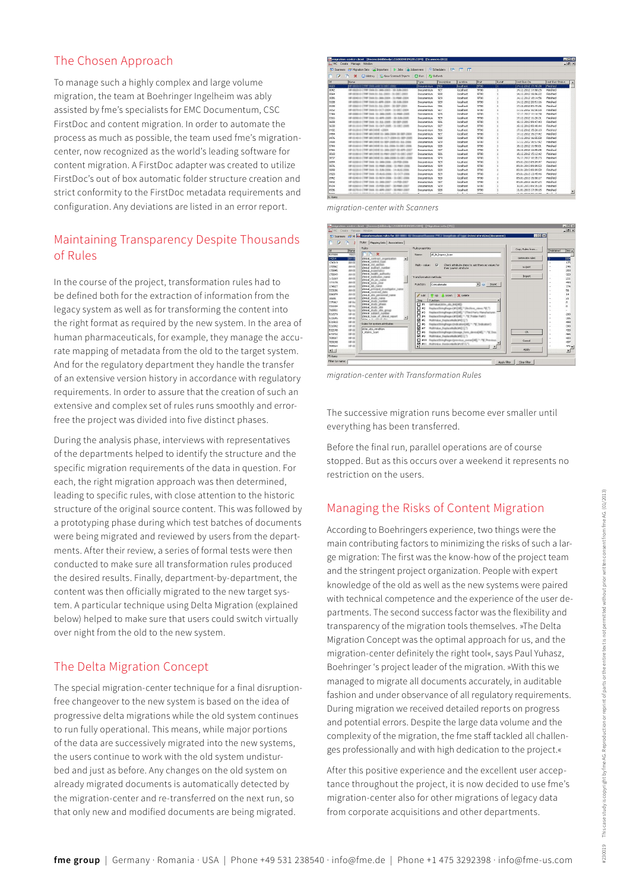## The Chosen Approach

To manage such a highly complex and large volume migration, the team at Boehringer Ingelheim was ably assisted by fme's specialists for EMC Documentum, CSC FirstDoc and content migration. In order to automate the process as much as possible, the team used fme's migration-center, now recognized as the world's leading software for content migration. A FirstDoc adapter was created to utilize FirstDoc's out of box automatic folder structure creation and strict conformity to the FirstDoc metadata requirements and configuration. Any deviations are listed in an error report.

## Maintaining Transparency Despite Thousands of Rules

In the course of the project, transformation rules had to be defined both for the extraction of information from the legacy system as well as for transforming the content into the right format as required by the new system. In the area of human pharmaceuticals, for example, they manage the accurate mapping of metadata from the old to the target system. And for the regulatory department they handle the transfer of an extensive version history in accordance with regulatory requirements. In order to assure that the creation of such an extensive and complex set of rules runs smoothly and error-free the project was divided into five distinct phases.

During the analysis phase, interviews with representatives of the departments helped to identify the structure and the specific migration requirements of the data in question. For each, the right migration approach was then determined, leading to specific rules, with close attention to the historic structure of the original source content. This was followed by a prototyping phase during which test batches of documents were being migrated and reviewed by users from the departments. After their review, a series of formal tests were then conducted to make sure all transformation rules produced the desired results. Finally, department-by-department, the content was then officially migrated to the new target system. A particular technique using Delta Migration (explained below) helped to make sure that users could switch virtually over night from the old to the new system.

## The Delta Migration Concept

The special migration-center technique for a final disruption-free changeover to the new system is based on the idea of progressive delta migrations while the old system continues to run fully operational. This means, while major portions of the data are successively migrated into the new systems, the users continue to work with the old system undisturbed and just as before. Any changes on the old system on already migrated documents is automatically detected by the migration-center and re-transferred on the next run, so that only new and modified documents are being migrated.

*migration-center with Scanners*

*migration-center with Transformation Rules*

The successive migration runs become ever smaller until everything has been transferred.

Before the final run, parallel operations are of course stopped. But as this occurs over a weekend it represents no restriction on the users.

## Managing the Risks of Content Migration

According to Boehringers experience, two things were the main contributing factors to minimizing the risks of such a large migration: The first was the know-how of the project team and the stringent project organization. People with expert knowledge of the old as well as the new systems were paired with technical competence and the experience of the user departments. The second success factor was the flexibility and transparency of the migration tools themselves. »The Delta Migration Concept was the optimal approach for us, and the migration-center definitely the right tool«, says Paul Yuhasz, Boehringer 's project leader of the migration. »With this we managed to migrate all documents accurately, in auditable fashion and under observance of all regulatory requirements. During migration we received detailed reports on progress and potential errors. Despite the large data volume and the complexity of the migration, the fme staff tackled all challenges professionally and with high dedication to the project.«

After this positive experience and the excellent user acceptance throughout the project, it is now decided to use fme's migration-center also for other migrations of legacy data from corporate acquisitions and other departments.

**fme group** | Germany · Romania · USA | Phone +49 531 238540 · info@fme.de | Phone +1 475 3292398 · info@fme-us.com

#230019 This case study is copyright by fme AG. Reproduction or reprint of parts or the entire text is not permitted without prior written consent from fme AG. (01/2013)